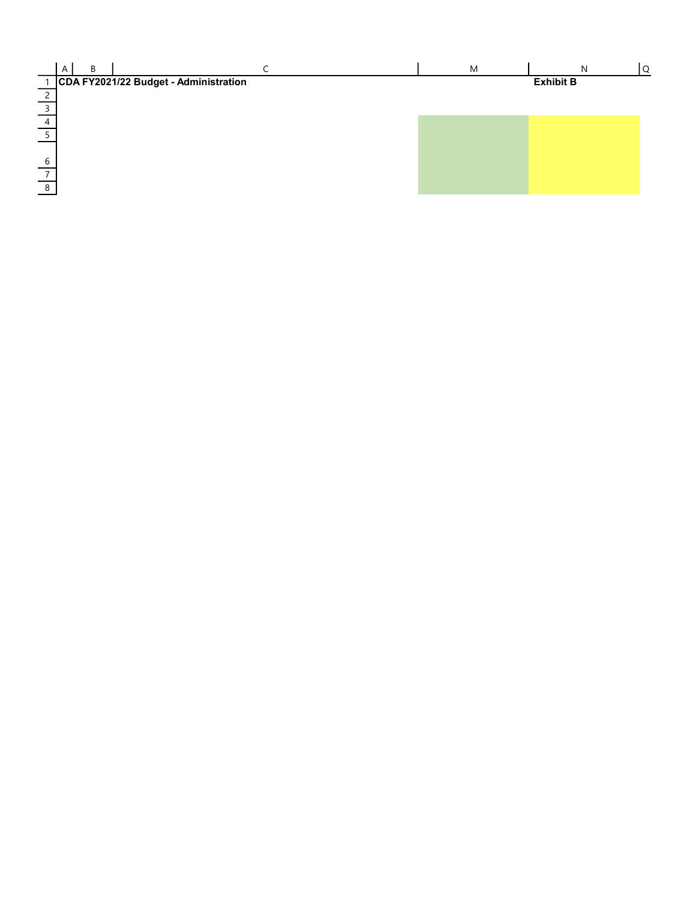CDA FY2021/22 Budget - Administration

Exhibit B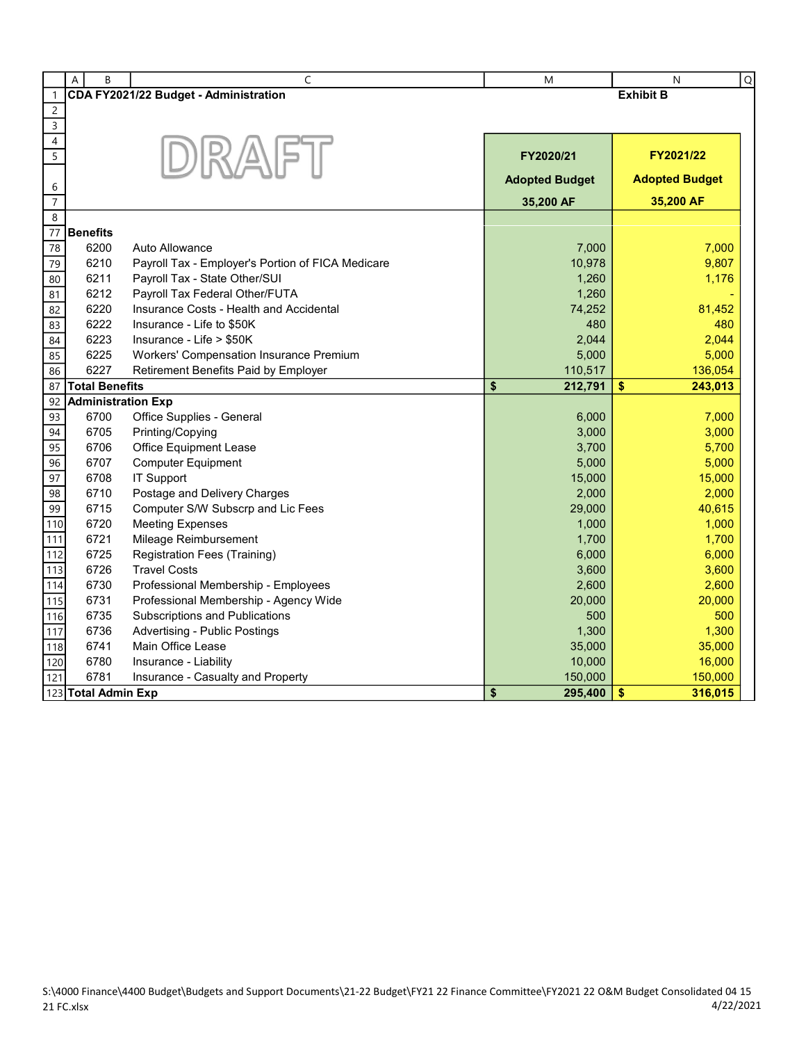**CDA FY2021/22 Budget - Administration** — **Exhibit B**

DRAFT

| | | FY2020/21 Adopted Budget 35,200 AF | FY2021/22 Adopted Budget 35,200 AF |
|---|---|---|---|
| **Benefits** | | | |
| 6200 | Auto Allowance | 7,000 | 7,000 |
| 6210 | Payroll Tax - Employer's Portion of FICA Medicare | 10,978 | 9,807 |
| 6211 | Payroll Tax - State Other/SUI | 1,260 | 1,176 |
| 6212 | Payroll Tax Federal Other/FUTA | 1,260 | - |
| 6220 | Insurance Costs - Health and Accidental | 74,252 | 81,452 |
| 6222 | Insurance - Life to $50K | 480 | 480 |
| 6223 | Insurance - Life > $50K | 2,044 | 2,044 |
| 6225 | Workers' Compensation Insurance Premium | 5,000 | 5,000 |
| 6227 | Retirement Benefits Paid by Employer | 110,517 | 136,054 |
| **Total Benefits** | | **$ 212,791** | **$ 243,013** |
| **Administration Exp** | | | |
| 6700 | Office Supplies - General | 6,000 | 7,000 |
| 6705 | Printing/Copying | 3,000 | 3,000 |
| 6706 | Office Equipment Lease | 3,700 | 5,700 |
| 6707 | Computer Equipment | 5,000 | 5,000 |
| 6708 | IT Support | 15,000 | 15,000 |
| 6710 | Postage and Delivery Charges | 2,000 | 2,000 |
| 6715 | Computer S/W Subscrp and Lic Fees | 29,000 | 40,615 |
| 6720 | Meeting Expenses | 1,000 | 1,000 |
| 6721 | Mileage Reimbursement | 1,700 | 1,700 |
| 6725 | Registration Fees (Training) | 6,000 | 6,000 |
| 6726 | Travel Costs | 3,600 | 3,600 |
| 6730 | Professional Membership - Employees | 2,600 | 2,600 |
| 6731 | Professional Membership - Agency Wide | 20,000 | 20,000 |
| 6735 | Subscriptions and Publications | 500 | 500 |
| 6736 | Advertising - Public Postings | 1,300 | 1,300 |
| 6741 | Main Office Lease | 35,000 | 35,000 |
| 6780 | Insurance - Liability | 10,000 | 16,000 |
| 6781 | Insurance - Casualty and Property | 150,000 | 150,000 |
| **Total Admin Exp** | | **$ 295,400** | **$ 316,015** |

S:\4000 Finance\4400 Budget\Budgets and Support Documents\21-22 Budget\FY21 22 Finance Committee\FY2021 22 O&M Budget Consolidated 04 15 21 FC.xlsx

4/22/2021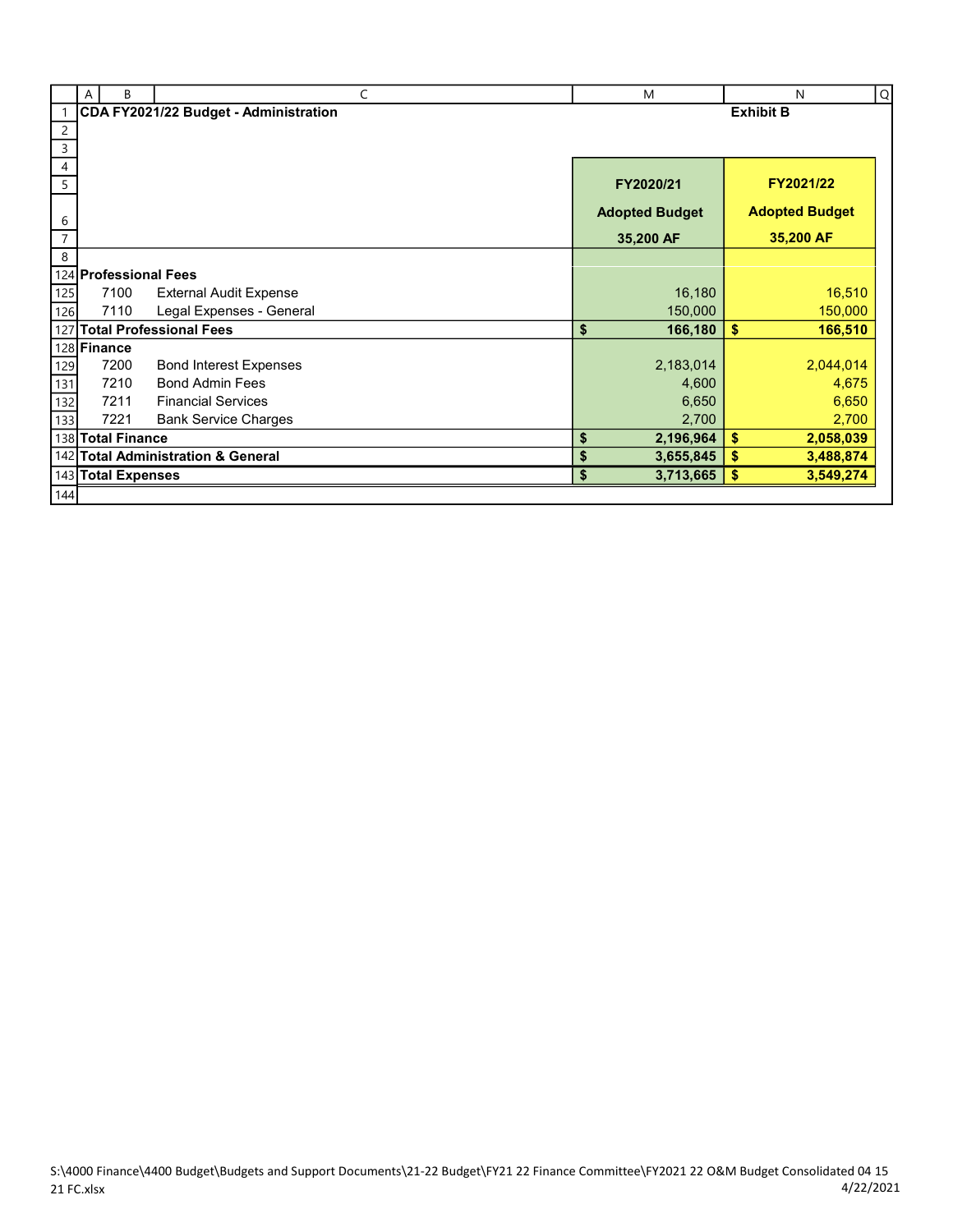**CDA FY2021/22 Budget - Administration** **Exhibit B**

| | | FY2020/21 Adopted Budget 35,200 AF | FY2021/22 Adopted Budget 35,200 AF |
|---|---|---|---|
| **Professional Fees** | | | |
| 7100 | External Audit Expense | 16,180 | 16,510 |
| 7110 | Legal Expenses - General | 150,000 | 150,000 |
| **Total Professional Fees** | | **$ 166,180** | **$ 166,510** |
| **Finance** | | | |
| 7200 | Bond Interest Expenses | 2,183,014 | 2,044,014 |
| 7210 | Bond Admin Fees | 4,600 | 4,675 |
| 7211 | Financial Services | 6,650 | 6,650 |
| 7221 | Bank Service Charges | 2,700 | 2,700 |
| **Total Finance** | | **$ 2,196,964** | **$ 2,058,039** |
| **Total Administration & General** | | **$ 3,655,845** | **$ 3,488,874** |
| **Total Expenses** | | **$ 3,713,665** | **$ 3,549,274** |

S:\4000 Finance\4400 Budget\Budgets and Support Documents\21-22 Budget\FY21 22 Finance Committee\FY2021 22 O&M Budget Consolidated 04 15 21 FC.xlsx

4/22/2021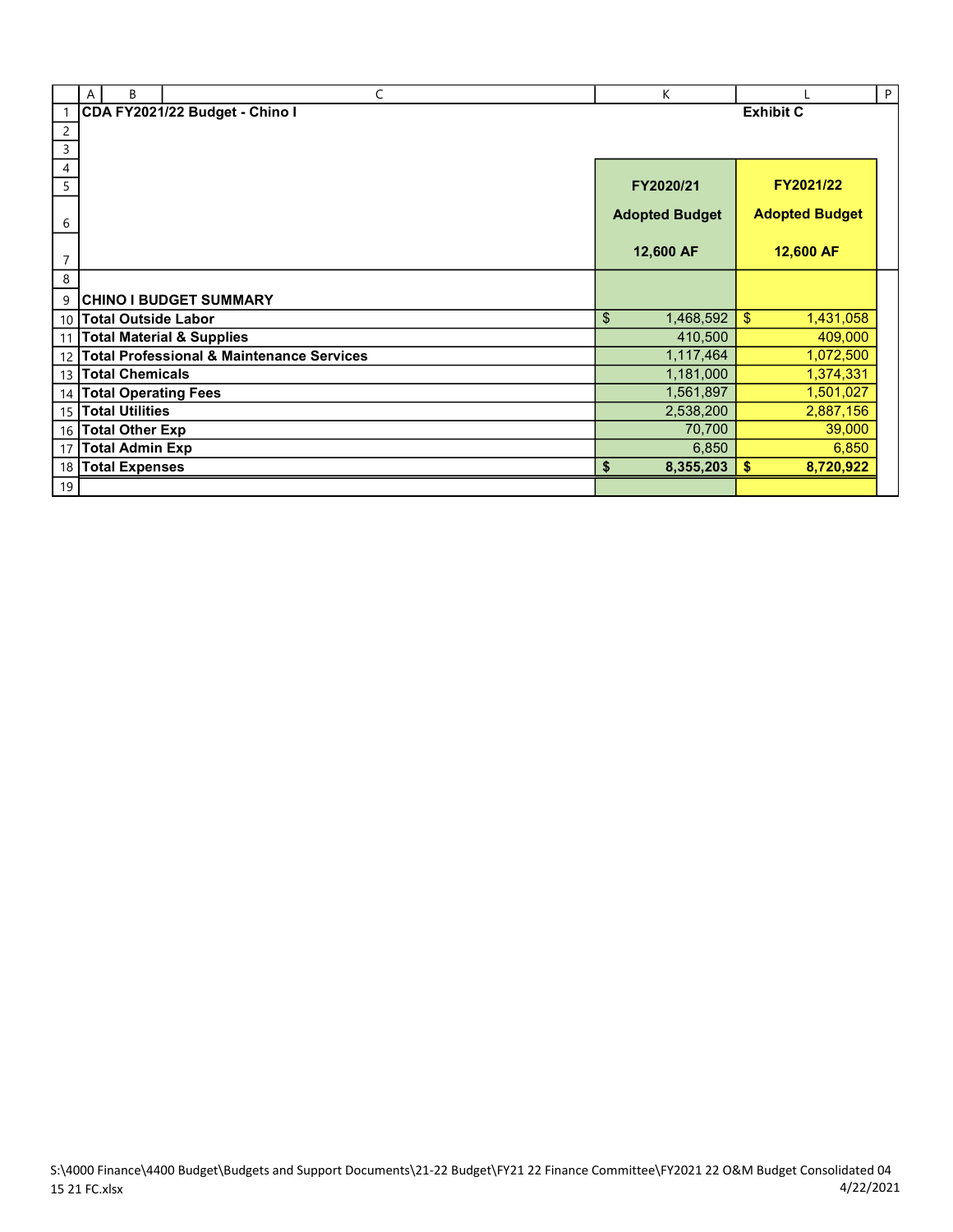**CDA FY2021/22 Budget - Chino I** **Exhibit C**

| | FY2020/21 Adopted Budget 12,600 AF | FY2021/22 Adopted Budget 12,600 AF |
|---|---|---|
| **CHINO I BUDGET SUMMARY** | | |
| **Total Outside Labor** | $ 1,468,592 | $ 1,431,058 |
| **Total Material & Supplies** | 410,500 | 409,000 |
| **Total Professional & Maintenance Services** | 1,117,464 | 1,072,500 |
| **Total Chemicals** | 1,181,000 | 1,374,331 |
| **Total Operating Fees** | 1,561,897 | 1,501,027 |
| **Total Utilities** | 2,538,200 | 2,887,156 |
| **Total Other Exp** | 70,700 | 39,000 |
| **Total Admin Exp** | 6,850 | 6,850 |
| **Total Expenses** | **$ 8,355,203** | **$ 8,720,922** |

S:\4000 Finance\4400 Budget\Budgets and Support Documents\21-22 Budget\FY21 22 Finance Committee\FY2021 22 O&M Budget Consolidated 04 15 21 FC.xlsx 4/22/2021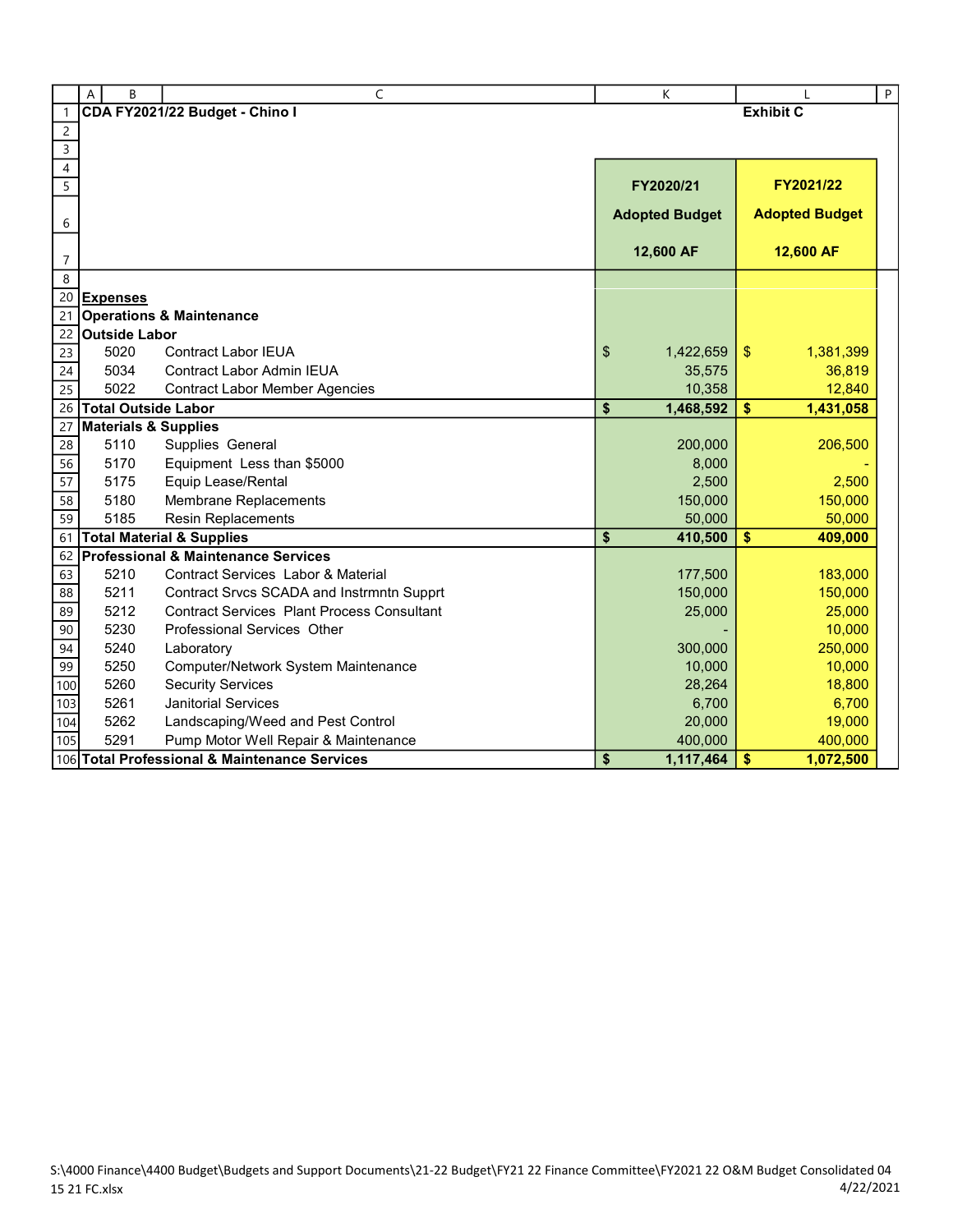**CDA FY2021/22 Budget - Chino I** | **Exhibit C**

| | | FY2020/21 Adopted Budget 12,600 AF | FY2021/22 Adopted Budget 12,600 AF |
|---|---|---|---|
| **Expenses** | | | |
| **Operations & Maintenance** | | | |
| **Outside Labor** | | | |
| 5020 | Contract Labor IEUA | $ 1,422,659 | $ 1,381,399 |
| 5034 | Contract Labor Admin IEUA | 35,575 | 36,819 |
| 5022 | Contract Labor Member Agencies | 10,358 | 12,840 |
| **Total Outside Labor** | | **$ 1,468,592** | **$ 1,431,058** |
| **Materials & Supplies** | | | |
| 5110 | Supplies General | 200,000 | 206,500 |
| 5170 | Equipment Less than $5000 | 8,000 | - |
| 5175 | Equip Lease/Rental | 2,500 | 2,500 |
| 5180 | Membrane Replacements | 150,000 | 150,000 |
| 5185 | Resin Replacements | 50,000 | 50,000 |
| **Total Material & Supplies** | | **$ 410,500** | **$ 409,000** |
| **Professional & Maintenance Services** | | | |
| 5210 | Contract Services Labor & Material | 177,500 | 183,000 |
| 5211 | Contract Srvcs SCADA and Instrmntn Supprt | 150,000 | 150,000 |
| 5212 | Contract Services Plant Process Consultant | 25,000 | 25,000 |
| 5230 | Professional Services Other | - | 10,000 |
| 5240 | Laboratory | 300,000 | 250,000 |
| 5250 | Computer/Network System Maintenance | 10,000 | 10,000 |
| 5260 | Security Services | 28,264 | 18,800 |
| 5261 | Janitorial Services | 6,700 | 6,700 |
| 5262 | Landscaping/Weed and Pest Control | 20,000 | 19,000 |
| 5291 | Pump Motor Well Repair & Maintenance | 400,000 | 400,000 |
| **Total Professional & Maintenance Services** | | **$ 1,117,464** | **$ 1,072,500** |

S:\4000 Finance\4400 Budget\Budgets and Support Documents\21-22 Budget\FY21 22 Finance Committee\FY2021 22 O&M Budget Consolidated 04 15 21 FC.xlsx
4/22/2021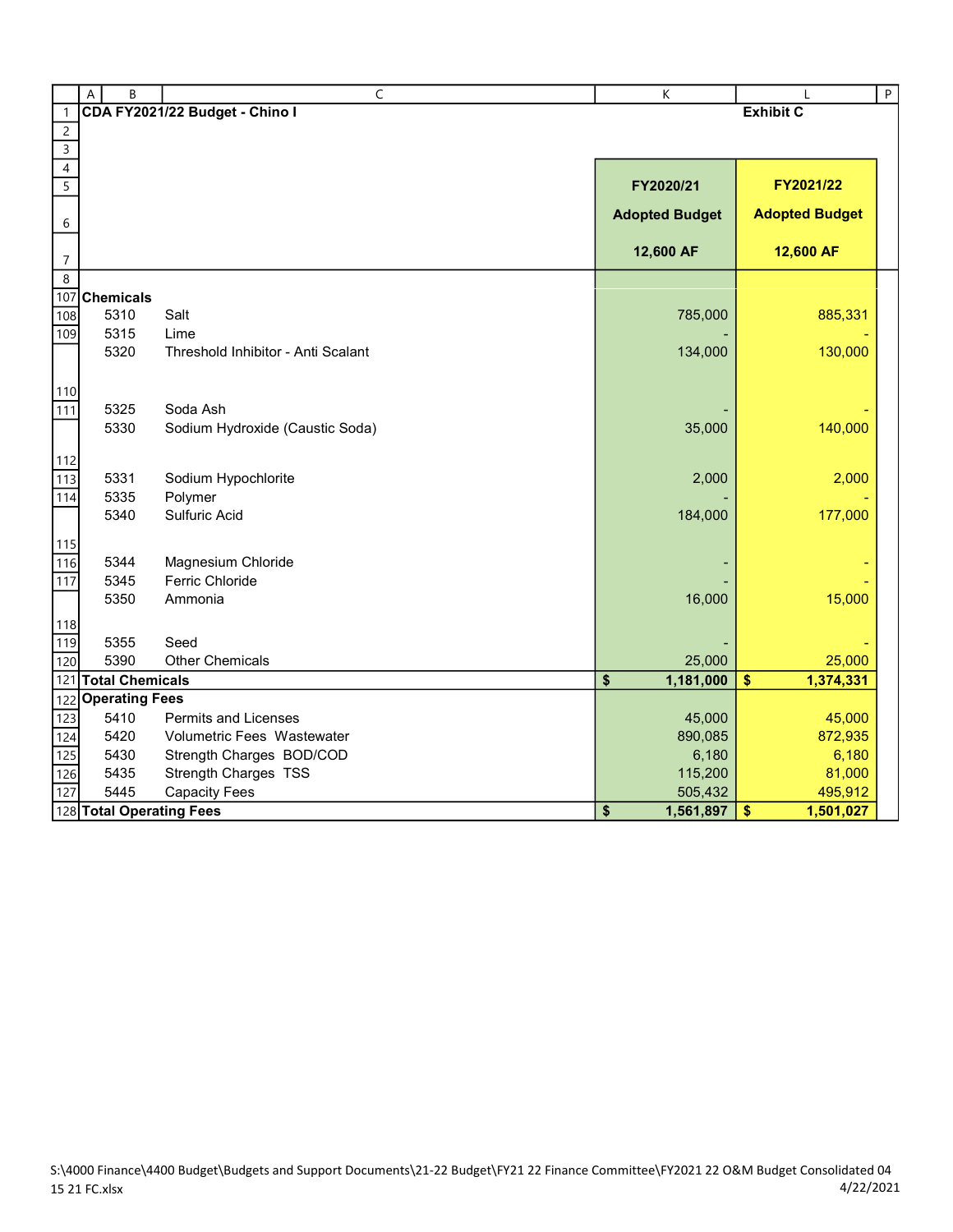# CDA FY2021/22 Budget - Chino I

**Exhibit C**

| | | FY2020/21 Adopted Budget 12,600 AF | FY2021/22 Adopted Budget 12,600 AF |
|---|---|---|---|
| **Chemicals** | | | |
| 5310 | Salt | 785,000 | 885,331 |
| 5315 | Lime | - | - |
| 5320 | Threshold Inhibitor - Anti Scalant | 134,000 | 130,000 |
| 5325 | Soda Ash | - | - |
| 5330 | Sodium Hydroxide (Caustic Soda) | 35,000 | 140,000 |
| 5331 | Sodium Hypochlorite | 2,000 | 2,000 |
| 5335 | Polymer | - | - |
| 5340 | Sulfuric Acid | 184,000 | 177,000 |
| 5344 | Magnesium Chloride | - | - |
| 5345 | Ferric Chloride | - | - |
| 5350 | Ammonia | 16,000 | 15,000 |
| 5355 | Seed | - | - |
| 5390 | Other Chemicals | 25,000 | 25,000 |
| **Total Chemicals** | | **$ 1,181,000** | **$ 1,374,331** |
| **Operating Fees** | | | |
| 5410 | Permits and Licenses | 45,000 | 45,000 |
| 5420 | Volumetric Fees Wastewater | 890,085 | 872,935 |
| 5430 | Strength Charges BOD/COD | 6,180 | 6,180 |
| 5435 | Strength Charges TSS | 115,200 | 81,000 |
| 5445 | Capacity Fees | 505,432 | 495,912 |
| **Total Operating Fees** | | **$ 1,561,897** | **$ 1,501,027** |

S:\4000 Finance\4400 Budget\Budgets and Support Documents\21-22 Budget\FY21 22 Finance Committee\FY2021 22 O&M Budget Consolidated 04 15 21 FC.xlsx

4/22/2021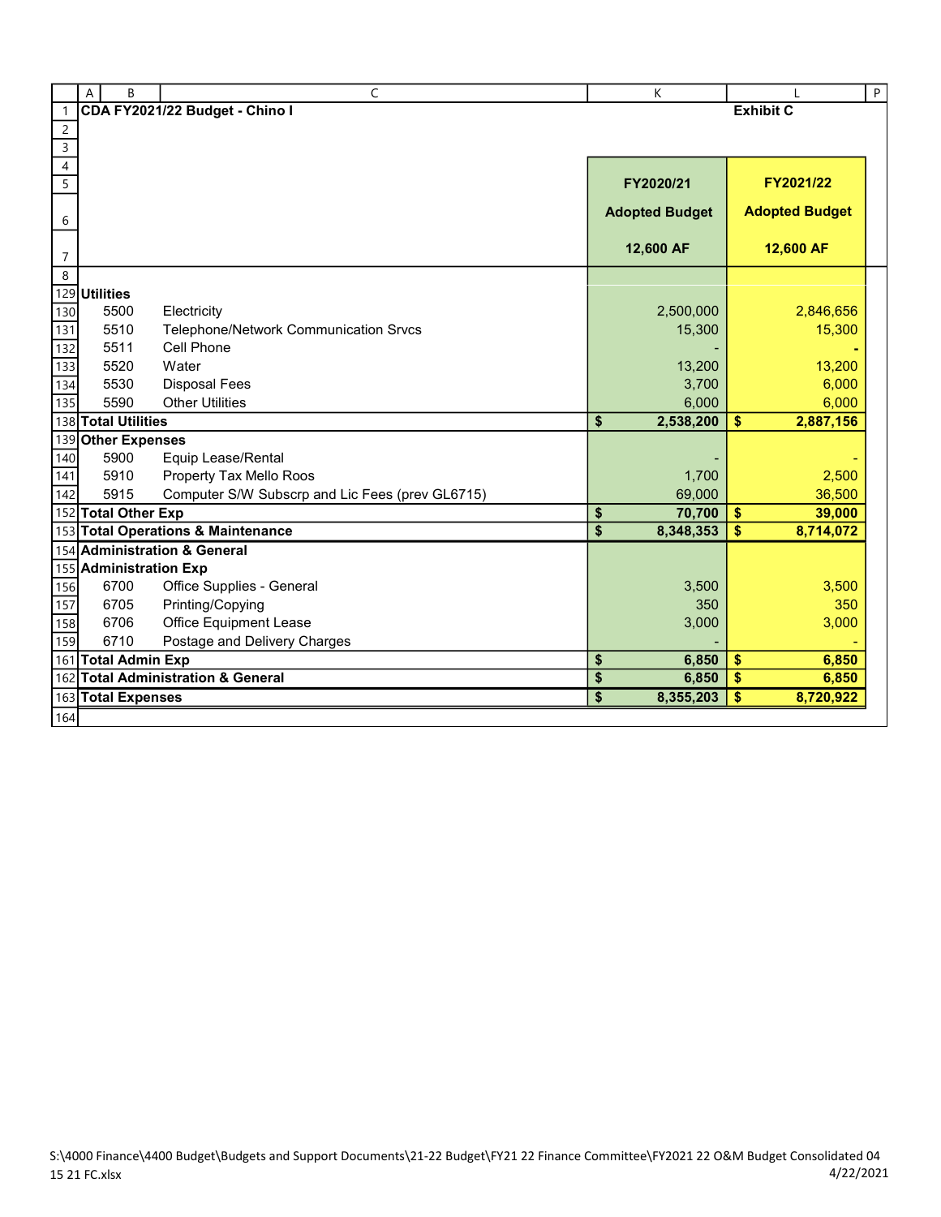**CDA FY2021/22 Budget - Chino I** **Exhibit C**

| | | FY2020/21 Adopted Budget 12,600 AF | FY2021/22 Adopted Budget 12,600 AF |
|---|---|---|---|
| **Utilities** | | | |
| 5500 | Electricity | 2,500,000 | 2,846,656 |
| 5510 | Telephone/Network Communication Srvcs | 15,300 | 15,300 |
| 5511 | Cell Phone | - | **-** |
| 5520 | Water | 13,200 | 13,200 |
| 5530 | Disposal Fees | 3,700 | 6,000 |
| 5590 | Other Utilities | 6,000 | 6,000 |
| **Total Utilities** | | **$ 2,538,200** | **$ 2,887,156** |
| **Other Expenses** | | | |
| 5900 | Equip Lease/Rental | - | - |
| 5910 | Property Tax Mello Roos | 1,700 | 2,500 |
| 5915 | Computer S/W Subscrp and Lic Fees (prev GL6715) | 69,000 | 36,500 |
| **Total Other Exp** | | **$ 70,700** | **$ 39,000** |
| **Total Operations & Maintenance** | | **$ 8,348,353** | **$ 8,714,072** |
| **Administration & General** | | | |
| **Administration Exp** | | | |
| 6700 | Office Supplies - General | 3,500 | 3,500 |
| 6705 | Printing/Copying | 350 | 350 |
| 6706 | Office Equipment Lease | 3,000 | 3,000 |
| 6710 | Postage and Delivery Charges | - | - |
| **Total Admin Exp** | | **$ 6,850** | **$ 6,850** |
| **Total Administration & General** | | **$ 6,850** | **$ 6,850** |
| **Total Expenses** | | **$ 8,355,203** | **$ 8,720,922** |

S:\4000 Finance\4400 Budget\Budgets and Support Documents\21-22 Budget\FY21 22 Finance Committee\FY2021 22 O&M Budget Consolidated 04 15 21 FC.xlsx

4/22/2021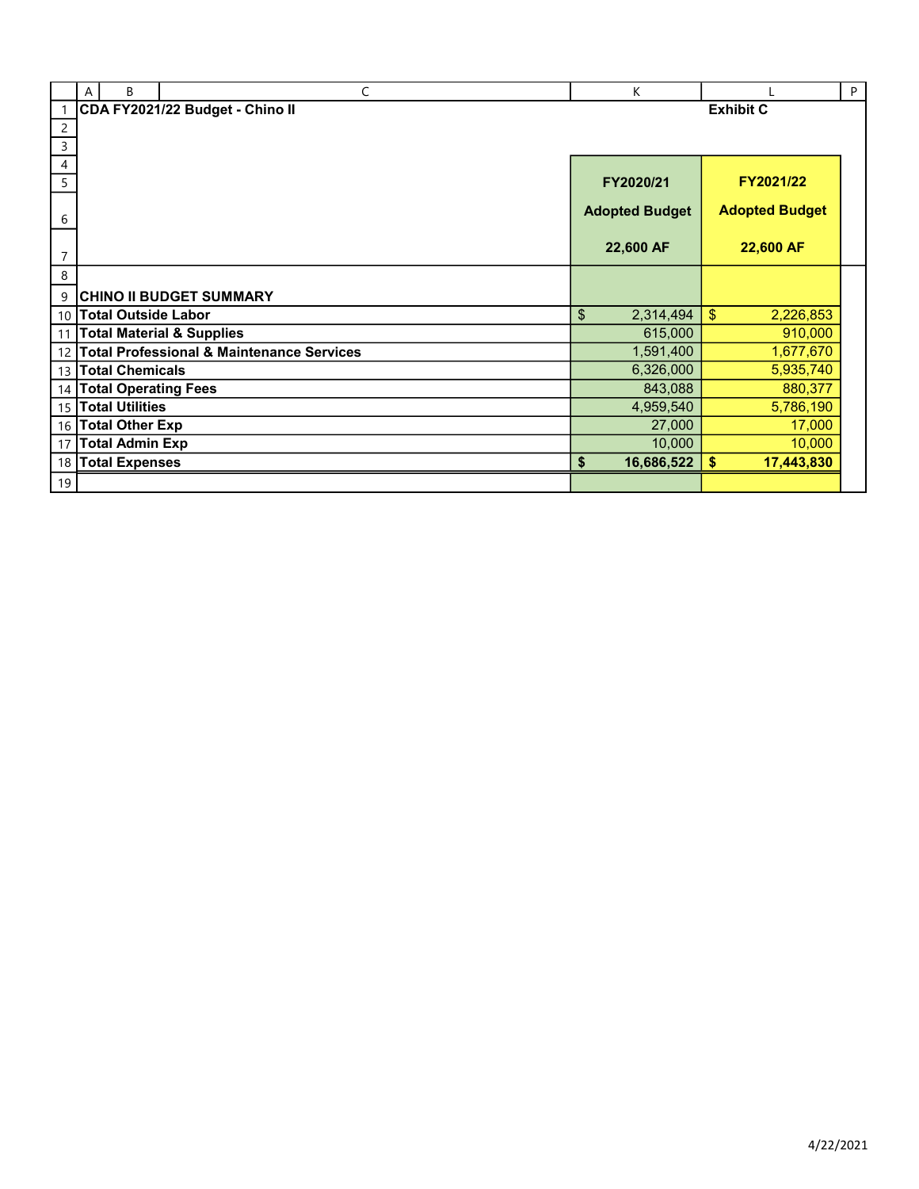**CDA FY2021/22 Budget - Chino II** — **Exhibit C**

| | FY2020/21 Adopted Budget 22,600 AF | FY2021/22 Adopted Budget 22,600 AF |
|---|---|---|
| **CHINO II BUDGET SUMMARY** | | |
| **Total Outside Labor** | $ 2,314,494 | $ 2,226,853 |
| **Total Material & Supplies** | 615,000 | 910,000 |
| **Total Professional & Maintenance Services** | 1,591,400 | 1,677,670 |
| **Total Chemicals** | 6,326,000 | 5,935,740 |
| **Total Operating Fees** | 843,088 | 880,377 |
| **Total Utilities** | 4,959,540 | 5,786,190 |
| **Total Other Exp** | 27,000 | 17,000 |
| **Total Admin Exp** | 10,000 | 10,000 |
| **Total Expenses** | **$ 16,686,522** | **$ 17,443,830** |

4/22/2021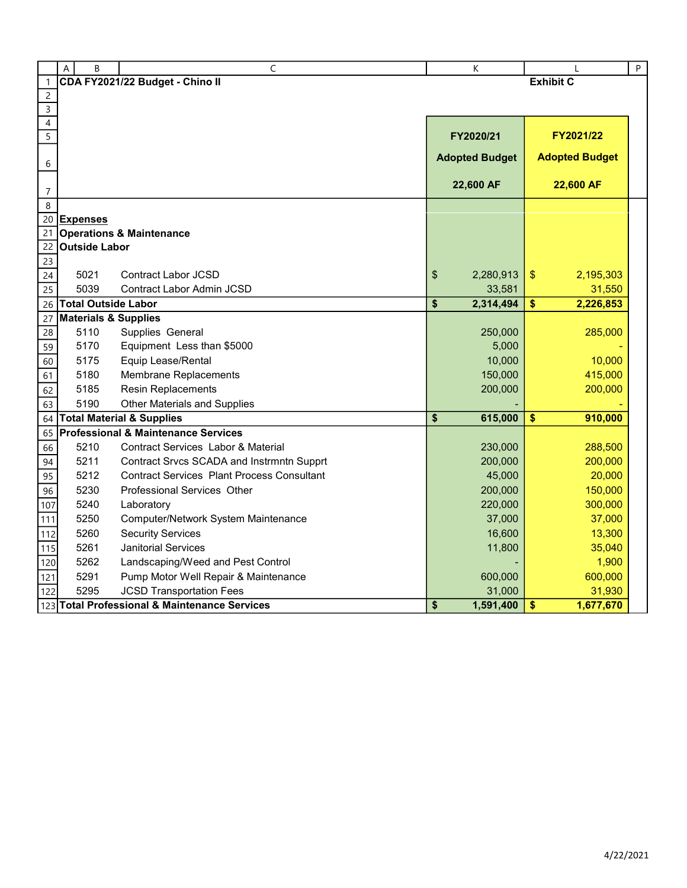**CDA FY2021/22 Budget - Chino II** — **Exhibit C**

| | | FY2020/21 Adopted Budget 22,600 AF | FY2021/22 Adopted Budget 22,600 AF |
|---|---|---|---|
| **Expenses** | | | |
| **Operations & Maintenance** | | | |
| **Outside Labor** | | | |
| 5021 | Contract Labor JCSD | $ 2,280,913 | $ 2,195,303 |
| 5039 | Contract Labor Admin JCSD | 33,581 | 31,550 |
| **Total Outside Labor** | | **$ 2,314,494** | **$ 2,226,853** |
| **Materials & Supplies** | | | |
| 5110 | Supplies General | 250,000 | 285,000 |
| 5170 | Equipment Less than $5000 | 5,000 | - |
| 5175 | Equip Lease/Rental | 10,000 | 10,000 |
| 5180 | Membrane Replacements | 150,000 | 415,000 |
| 5185 | Resin Replacements | 200,000 | 200,000 |
| 5190 | Other Materials and Supplies | - | - |
| **Total Material & Supplies** | | **$ 615,000** | **$ 910,000** |
| **Professional & Maintenance Services** | | | |
| 5210 | Contract Services Labor & Material | 230,000 | 288,500 |
| 5211 | Contract Srvcs SCADA and Instrmntn Supprt | 200,000 | 200,000 |
| 5212 | Contract Services Plant Process Consultant | 45,000 | 20,000 |
| 5230 | Professional Services Other | 200,000 | 150,000 |
| 5240 | Laboratory | 220,000 | 300,000 |
| 5250 | Computer/Network System Maintenance | 37,000 | 37,000 |
| 5260 | Security Services | 16,600 | 13,300 |
| 5261 | Janitorial Services | 11,800 | 35,040 |
| 5262 | Landscaping/Weed and Pest Control | - | 1,900 |
| 5291 | Pump Motor Well Repair & Maintenance | 600,000 | 600,000 |
| 5295 | JCSD Transportation Fees | 31,000 | 31,930 |
| **Total Professional & Maintenance Services** | | **$ 1,591,400** | **$ 1,677,670** |

4/22/2021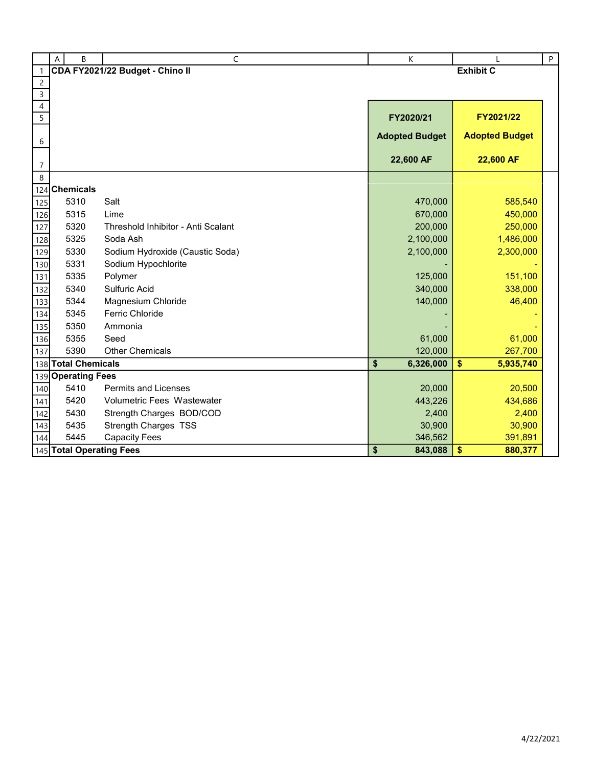# CDA FY2021/22 Budget - Chino II

**Exhibit C**

| | | FY2020/21 Adopted Budget 22,600 AF | FY2021/22 Adopted Budget 22,600 AF |
|---|---|---|---|
| **Chemicals** | | | |
| 5310 | Salt | 470,000 | 585,540 |
| 5315 | Lime | 670,000 | 450,000 |
| 5320 | Threshold Inhibitor - Anti Scalant | 200,000 | 250,000 |
| 5325 | Soda Ash | 2,100,000 | 1,486,000 |
| 5330 | Sodium Hydroxide (Caustic Soda) | 2,100,000 | 2,300,000 |
| 5331 | Sodium Hypochlorite | - | - |
| 5335 | Polymer | 125,000 | 151,100 |
| 5340 | Sulfuric Acid | 340,000 | 338,000 |
| 5344 | Magnesium Chloride | 140,000 | 46,400 |
| 5345 | Ferric Chloride | - | - |
| 5350 | Ammonia | - | - |
| 5355 | Seed | 61,000 | 61,000 |
| 5390 | Other Chemicals | 120,000 | 267,700 |
| **Total Chemicals** | | **$ 6,326,000** | **$ 5,935,740** |
| **Operating Fees** | | | |
| 5410 | Permits and Licenses | 20,000 | 20,500 |
| 5420 | Volumetric Fees Wastewater | 443,226 | 434,686 |
| 5430 | Strength Charges BOD/COD | 2,400 | 2,400 |
| 5435 | Strength Charges TSS | 30,900 | 30,900 |
| 5445 | Capacity Fees | 346,562 | 391,891 |
| **Total Operating Fees** | | **$ 843,088** | **$ 880,377** |

4/22/2021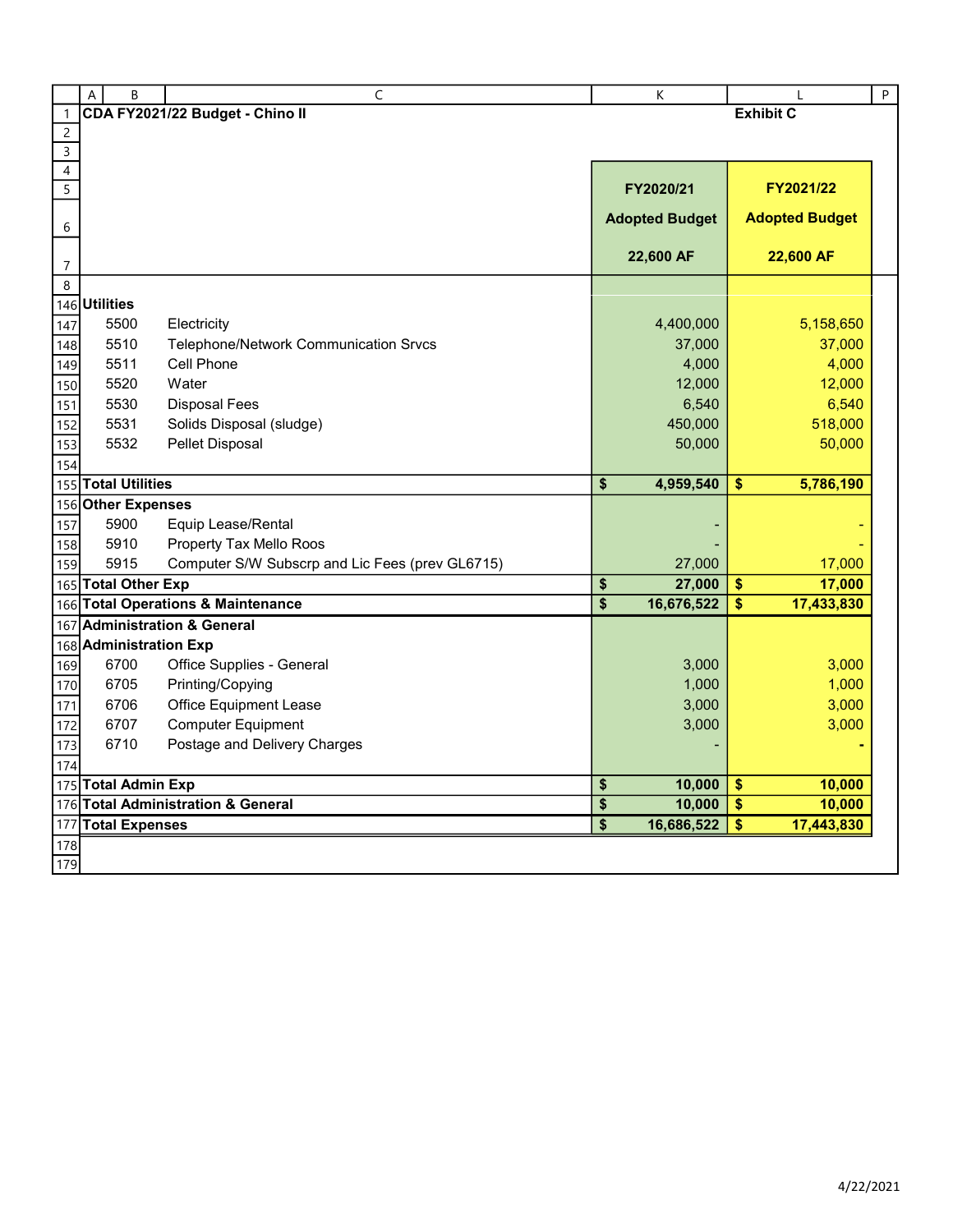# CDA FY2021/22 Budget - Chino II

**Exhibit C**

| | | FY2020/21 Adopted Budget 22,600 AF | FY2021/22 Adopted Budget 22,600 AF |
|---|---|---|---|
| **Utilities** | | | |
| 5500 | Electricity | 4,400,000 | 5,158,650 |
| 5510 | Telephone/Network Communication Srvcs | 37,000 | 37,000 |
| 5511 | Cell Phone | 4,000 | 4,000 |
| 5520 | Water | 12,000 | 12,000 |
| 5530 | Disposal Fees | 6,540 | 6,540 |
| 5531 | Solids Disposal (sludge) | 450,000 | 518,000 |
| 5532 | Pellet Disposal | 50,000 | 50,000 |
| **Total Utilities** | | **$ 4,959,540** | **$ 5,786,190** |
| **Other Expenses** | | | |
| 5900 | Equip Lease/Rental | - | - |
| 5910 | Property Tax Mello Roos | - | - |
| 5915 | Computer S/W Subscrp and Lic Fees (prev GL6715) | 27,000 | 17,000 |
| **Total Other Exp** | | **$ 27,000** | **$ 17,000** |
| **Total Operations & Maintenance** | | **$ 16,676,522** | **$ 17,433,830** |
| **Administration & General** | | | |
| **Administration Exp** | | | |
| 6700 | Office Supplies - General | 3,000 | 3,000 |
| 6705 | Printing/Copying | 1,000 | 1,000 |
| 6706 | Office Equipment Lease | 3,000 | 3,000 |
| 6707 | Computer Equipment | 3,000 | 3,000 |
| 6710 | Postage and Delivery Charges | - | - |
| **Total Admin Exp** | | **$ 10,000** | **$ 10,000** |
| **Total Administration & General** | | **$ 10,000** | **$ 10,000** |
| **Total Expenses** | | **$ 16,686,522** | **$ 17,443,830** |

4/22/2021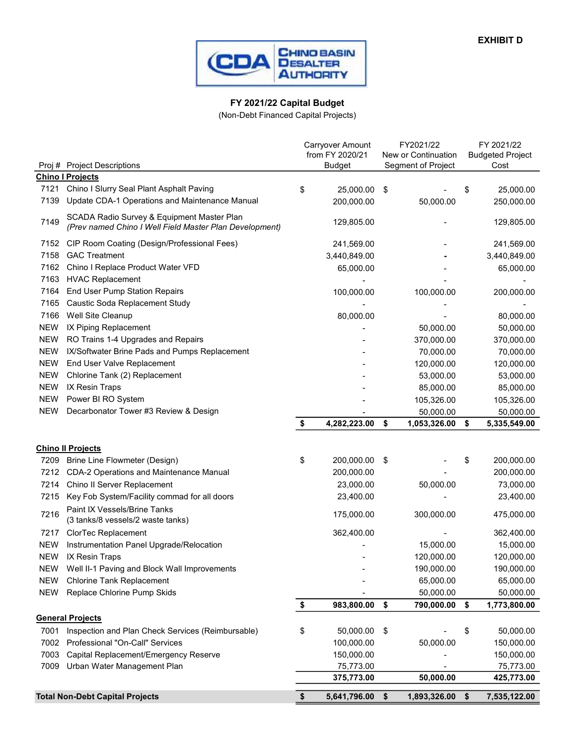**EXHIBIT D**

CHINO BASIN DESALTER AUTHORITY

**FY 2021/22 Capital Budget**

(Non-Debt Financed Capital Projects)

| Proj # | Project Descriptions | Carryover Amount from FY 2020/21 Budget | FY2021/22 New or Continuation Segment of Project | FY 2021/22 Budgeted Project Cost |
|---|---|---|---|---|
| **Chino I Projects** | | | | |
| 7121 | Chino I Slurry Seal Plant Asphalt Paving | $ 25,000.00 | $ - | $ 25,000.00 |
| 7139 | Update CDA-1 Operations and Maintenance Manual | 200,000.00 | 50,000.00 | 250,000.00 |
| 7149 | SCADA Radio Survey & Equipment Master Plan *(Prev named Chino I Well Field Master Plan Development)* | 129,805.00 | - | 129,805.00 |
| 7152 | CIP Room Coating (Design/Professional Fees) | 241,569.00 | - | 241,569.00 |
| 7158 | GAC Treatment | 3,440,849.00 | - | 3,440,849.00 |
| 7162 | Chino I Replace Product Water VFD | 65,000.00 | - | 65,000.00 |
| 7163 | HVAC Replacement | - | - | - |
| 7164 | End User Pump Station Repairs | 100,000.00 | 100,000.00 | 200,000.00 |
| 7165 | Caustic Soda Replacement Study | - | - | - |
| 7166 | Well Site Cleanup | 80,000.00 | - | 80,000.00 |
| NEW | IX Piping Replacement | - | 50,000.00 | 50,000.00 |
| NEW | RO Trains 1-4 Upgrades and Repairs | - | 370,000.00 | 370,000.00 |
| NEW | IX/Softwater Brine Pads and Pumps Replacement | - | 70,000.00 | 70,000.00 |
| NEW | End User Valve Replacement | - | 120,000.00 | 120,000.00 |
| NEW | Chlorine Tank (2) Replacement | - | 53,000.00 | 53,000.00 |
| NEW | IX Resin Traps | - | 85,000.00 | 85,000.00 |
| NEW | Power BI RO System | - | 105,326.00 | 105,326.00 |
| NEW | Decarbonator Tower #3 Review & Design | - | 50,000.00 | 50,000.00 |
| | | **$ 4,282,223.00** | **$ 1,053,326.00** | **$ 5,335,549.00** |
| **Chino II Projects** | | | | |
| 7209 | Brine Line Flowmeter (Design) | $ 200,000.00 | $ - | $ 200,000.00 |
| 7212 | CDA-2 Operations and Maintenance Manual | 200,000.00 | - | 200,000.00 |
| 7214 | Chino II Server Replacement | 23,000.00 | 50,000.00 | 73,000.00 |
| 7215 | Key Fob System/Facility commad for all doors | 23,400.00 | - | 23,400.00 |
| 7216 | Paint IX Vessels/Brine Tanks (3 tanks/8 vessels/2 waste tanks) | 175,000.00 | 300,000.00 | 475,000.00 |
| 7217 | ClorTec Replacement | 362,400.00 | - | 362,400.00 |
| NEW | Instrumentation Panel Upgrade/Relocation | - | 15,000.00 | 15,000.00 |
| NEW | IX Resin Traps | - | 120,000.00 | 120,000.00 |
| NEW | Well II-1 Paving and Block Wall Improvements | - | 190,000.00 | 190,000.00 |
| NEW | Chlorine Tank Replacement | - | 65,000.00 | 65,000.00 |
| NEW | Replace Chlorine Pump Skids | - | 50,000.00 | 50,000.00 |
| | | **$ 983,800.00** | **$ 790,000.00** | **$ 1,773,800.00** |
| **General Projects** | | | | |
| 7001 | Inspection and Plan Check Services (Reimbursable) | $ 50,000.00 | $ - | $ 50,000.00 |
| 7002 | Professional "On-Call" Services | 100,000.00 | 50,000.00 | 150,000.00 |
| 7003 | Capital Replacement/Emergency Reserve | 150,000.00 | - | 150,000.00 |
| 7009 | Urban Water Management Plan | 75,773.00 | - | 75,773.00 |
| | | **375,773.00** | **50,000.00** | **425,773.00** |
| **Total Non-Debt Capital Projects** | | **$ 5,641,796.00** | **$ 1,893,326.00** | **$ 7,535,122.00** |